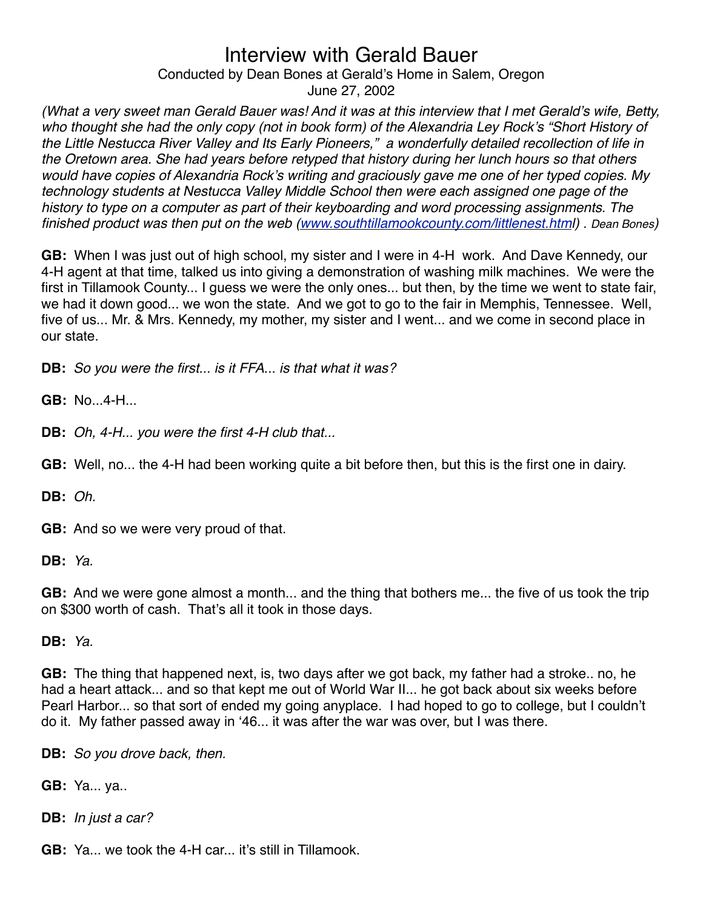# Interview with Gerald Bauer

Conducted by Dean Bones at Gerald's Home in Salem, Oregon
June 27, 2002

*(What a very sweet man Gerald Bauer was! And it was at this interview that I met Gerald's wife, Betty, who thought she had the only copy (not in book form) of the Alexandria Ley Rock's "Short History of the Little Nestucca River Valley and Its Early Pioneers," a wonderfully detailed recollection of life in the Oretown area. She had years before retyped that history during her lunch hours so that others would have copies of Alexandria Rock's writing and graciously gave me one of her typed copies. My technology students at Nestucca Valley Middle School then were each assigned one page of the history to type on a computer as part of their keyboarding and word processing assignments. The finished product was then put on the web (www.southtillamookcounty.com/littlenest.html) . Dean Bones)*

**GB:** When I was just out of high school, my sister and I were in 4-H work. And Dave Kennedy, our 4-H agent at that time, talked us into giving a demonstration of washing milk machines. We were the first in Tillamook County... I guess we were the only ones... but then, by the time we went to state fair, we had it down good... we won the state. And we got to go to the fair in Memphis, Tennessee. Well, five of us... Mr. & Mrs. Kennedy, my mother, my sister and I went... and we come in second place in our state.

**DB:** *So you were the first... is it FFA... is that what it was?*

**GB:** No...4-H...

**DB:** *Oh, 4-H... you were the first 4-H club that...*

**GB:** Well, no... the 4-H had been working quite a bit before then, but this is the first one in dairy.

**DB:** *Oh.*

**GB:** And so we were very proud of that.

**DB:** *Ya.*

**GB:** And we were gone almost a month... and the thing that bothers me... the five of us took the trip on $300 worth of cash. That's all it took in those days.

**DB:** *Ya.*

**GB:** The thing that happened next, is, two days after we got back, my father had a stroke.. no, he had a heart attack... and so that kept me out of World War II... he got back about six weeks before Pearl Harbor... so that sort of ended my going anyplace. I had hoped to go to college, but I couldn't do it. My father passed away in '46... it was after the war was over, but I was there.

**DB:** *So you drove back, then.*

**GB:** Ya... ya..

**DB:** *In just a car?*

**GB:** Ya... we took the 4-H car... it's still in Tillamook.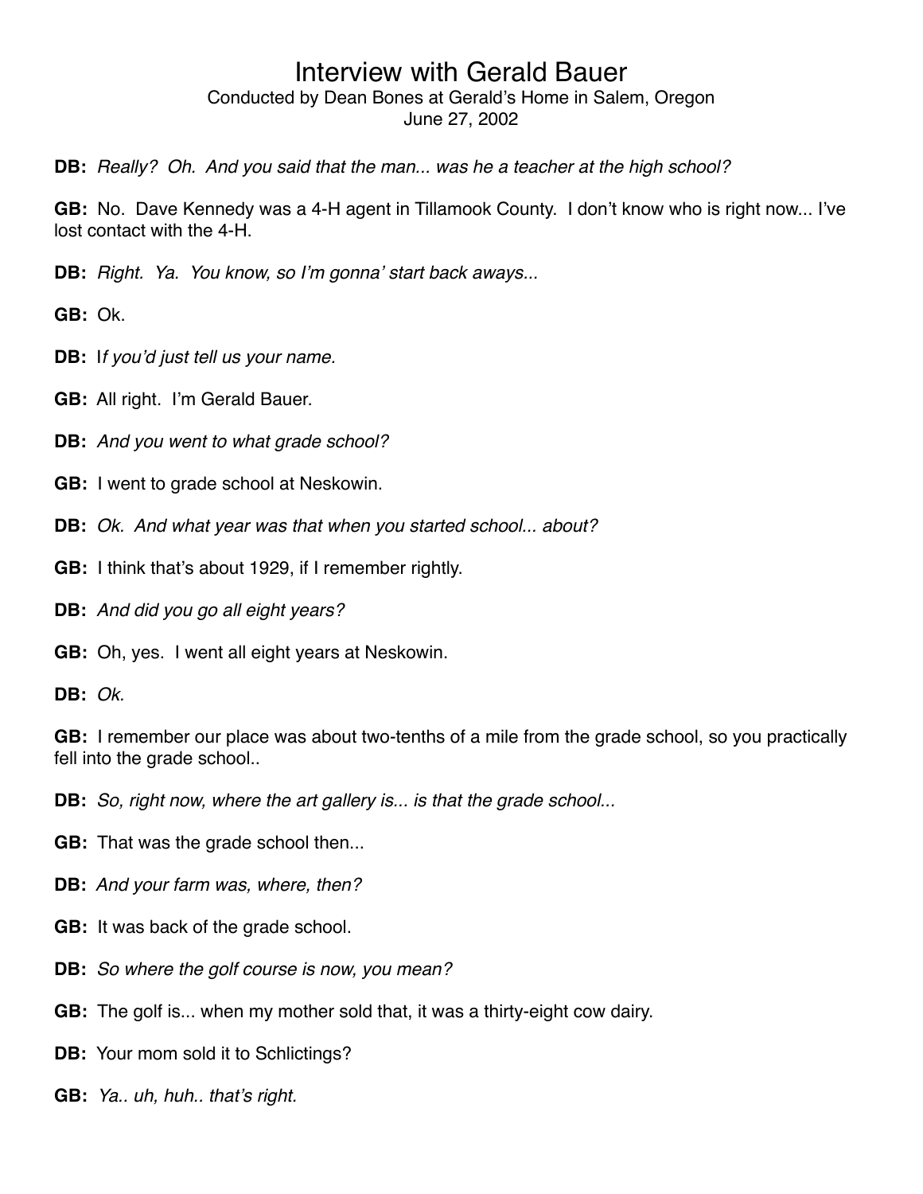# Interview with Gerald Bauer

Conducted by Dean Bones at Gerald's Home in Salem, Oregon
June 27, 2002

**DB:** *Really? Oh. And you said that the man... was he a teacher at the high school?*

**GB:** No. Dave Kennedy was a 4-H agent in Tillamook County. I don't know who is right now... I've lost contact with the 4-H.

**DB:** *Right. Ya. You know, so I'm gonna' start back aways...*

**GB:** Ok.

**DB:** I*f you'd just tell us your name.*

**GB:** All right. I'm Gerald Bauer.

**DB:** *And you went to what grade school?*

**GB:** I went to grade school at Neskowin.

**DB:** *Ok. And what year was that when you started school... about?*

**GB:** I think that's about 1929, if I remember rightly.

**DB:** *And did you go all eight years?*

**GB:** Oh, yes. I went all eight years at Neskowin.

**DB:** *Ok.*

**GB:** I remember our place was about two-tenths of a mile from the grade school, so you practically fell into the grade school..

**DB:** *So, right now, where the art gallery is... is that the grade school...*

**GB:** That was the grade school then...

**DB:** *And your farm was, where, then?*

**GB:** It was back of the grade school.

**DB:** *So where the golf course is now, you mean?*

**GB:** The golf is... when my mother sold that, it was a thirty-eight cow dairy.

**DB:** Your mom sold it to Schlictings?

**GB:** *Ya.. uh, huh.. that's right.*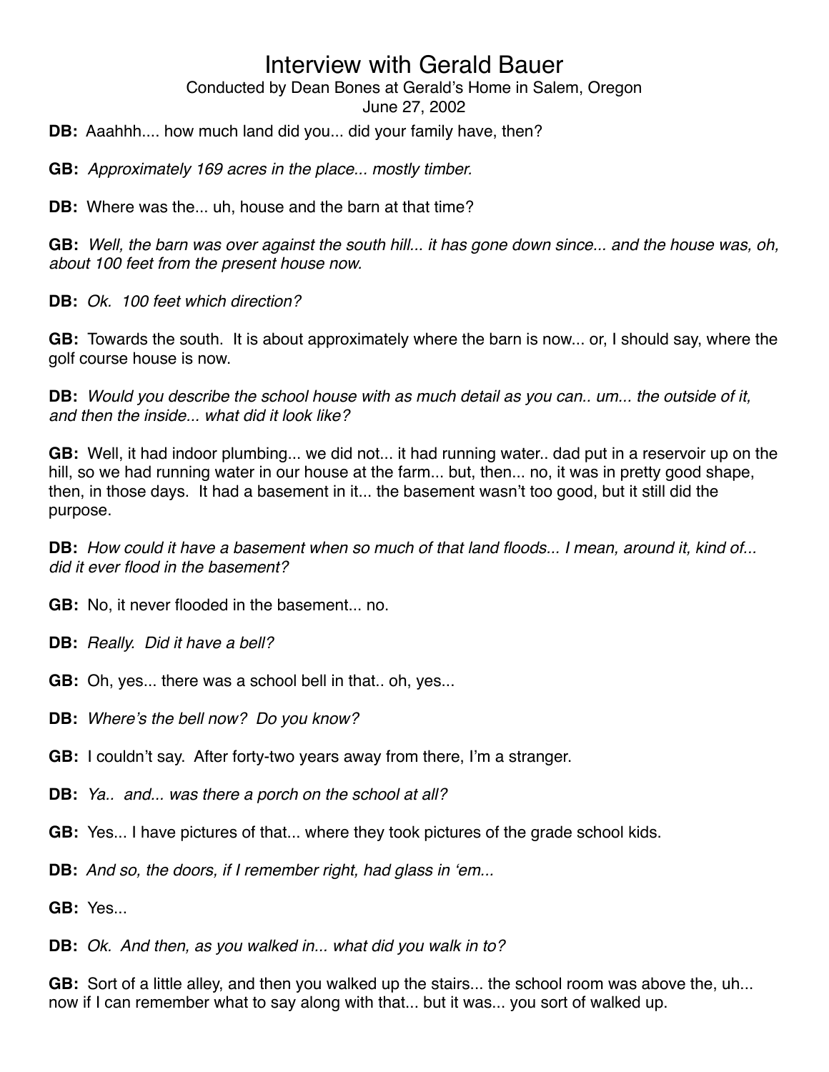# Interview with Gerald Bauer

Conducted by Dean Bones at Gerald's Home in Salem, Oregon
June 27, 2002

**DB:** Aaahhh.... how much land did you... did your family have, then?

**GB:** *Approximately 169 acres in the place... mostly timber.*

**DB:** Where was the... uh, house and the barn at that time?

**GB:** *Well, the barn was over against the south hill... it has gone down since... and the house was, oh, about 100 feet from the present house now.*

**DB:** *Ok. 100 feet which direction?*

**GB:** Towards the south. It is about approximately where the barn is now... or, I should say, where the golf course house is now.

**DB:** *Would you describe the school house with as much detail as you can.. um... the outside of it, and then the inside... what did it look like?*

**GB:** Well, it had indoor plumbing... we did not... it had running water.. dad put in a reservoir up on the hill, so we had running water in our house at the farm... but, then... no, it was in pretty good shape, then, in those days. It had a basement in it... the basement wasn't too good, but it still did the purpose.

**DB:** *How could it have a basement when so much of that land floods... I mean, around it, kind of... did it ever flood in the basement?*

**GB:** No, it never flooded in the basement... no.

**DB:** *Really. Did it have a bell?*

**GB:** Oh, yes... there was a school bell in that.. oh, yes...

**DB:** *Where's the bell now? Do you know?*

**GB:** I couldn't say. After forty-two years away from there, I'm a stranger.

**DB:** *Ya.. and... was there a porch on the school at all?*

**GB:** Yes... I have pictures of that... where they took pictures of the grade school kids.

**DB:** *And so, the doors, if I remember right, had glass in 'em...*

**GB:** Yes...

**DB:** *Ok. And then, as you walked in... what did you walk in to?*

**GB:** Sort of a little alley, and then you walked up the stairs... the school room was above the, uh... now if I can remember what to say along with that... but it was... you sort of walked up.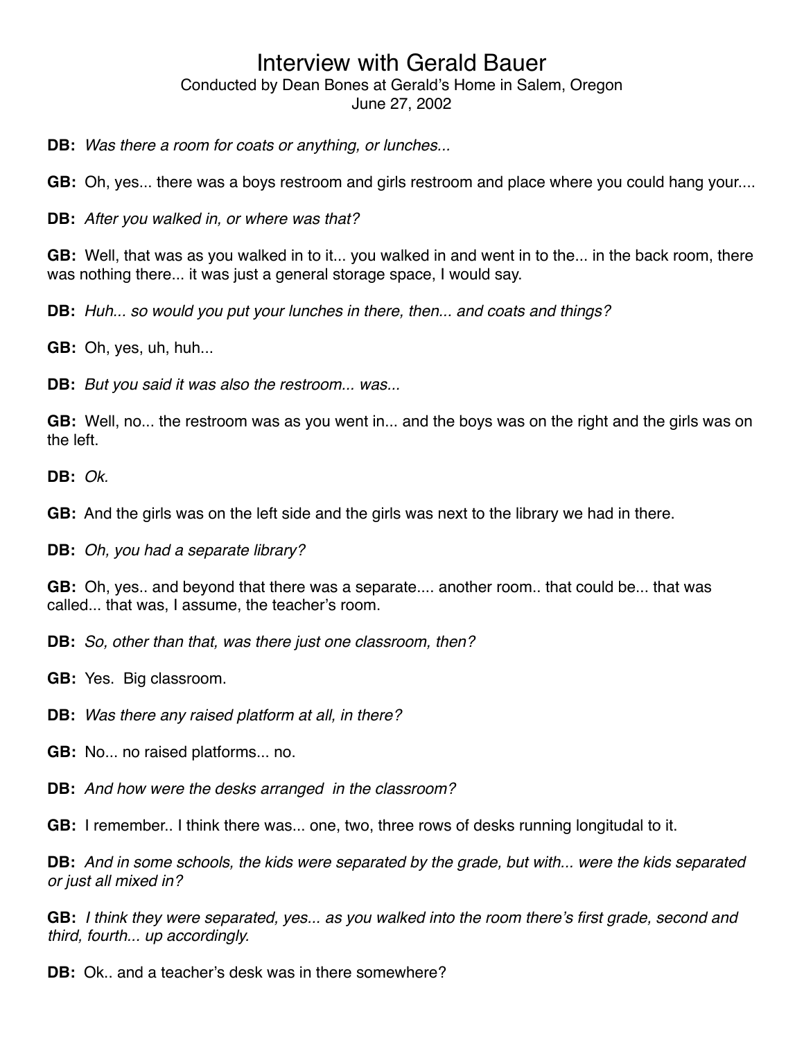# Interview with Gerald Bauer

Conducted by Dean Bones at Gerald's Home in Salem, Oregon

June 27, 2002

**DB:** *Was there a room for coats or anything, or lunches...*

**GB:** Oh, yes... there was a boys restroom and girls restroom and place where you could hang your....

**DB:** *After you walked in, or where was that?*

**GB:** Well, that was as you walked in to it... you walked in and went in to the... in the back room, there was nothing there... it was just a general storage space, I would say.

**DB:** *Huh... so would you put your lunches in there, then... and coats and things?*

**GB:** Oh, yes, uh, huh...

**DB:** *But you said it was also the restroom... was...*

**GB:** Well, no... the restroom was as you went in... and the boys was on the right and the girls was on the left.

**DB:** *Ok.*

**GB:** And the girls was on the left side and the girls was next to the library we had in there.

**DB:** *Oh, you had a separate library?*

**GB:** Oh, yes.. and beyond that there was a separate.... another room.. that could be... that was called... that was, I assume, the teacher's room.

**DB:** *So, other than that, was there just one classroom, then?*

**GB:** Yes. Big classroom.

**DB:** *Was there any raised platform at all, in there?*

**GB:** No... no raised platforms... no.

**DB:** *And how were the desks arranged in the classroom?*

**GB:** I remember.. I think there was... one, two, three rows of desks running longitudal to it.

**DB:** *And in some schools, the kids were separated by the grade, but with... were the kids separated or just all mixed in?*

**GB:** *I think they were separated, yes... as you walked into the room there's first grade, second and third, fourth... up accordingly.*

**DB:** Ok.. and a teacher's desk was in there somewhere?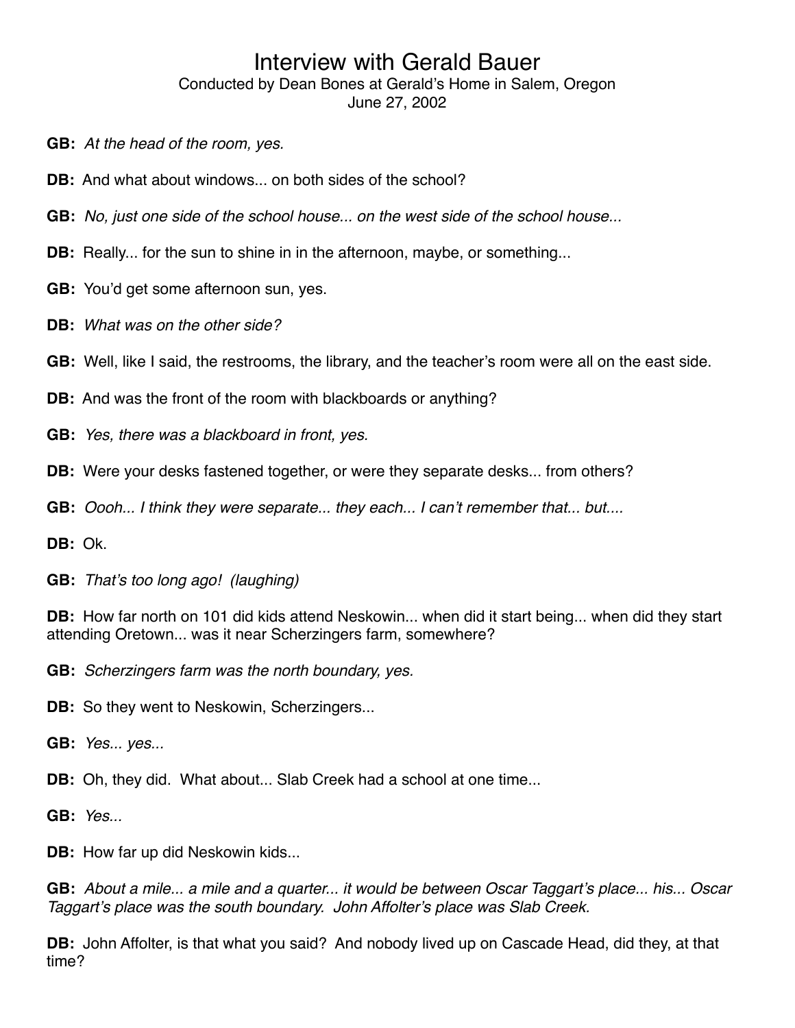# Interview with Gerald Bauer

Conducted by Dean Bones at Gerald's Home in Salem, Oregon
June 27, 2002

**GB:** *At the head of the room, yes.*

**DB:** And what about windows... on both sides of the school?

**GB:** *No, just one side of the school house... on the west side of the school house...*

**DB:** Really... for the sun to shine in in the afternoon, maybe, or something...

**GB:** You'd get some afternoon sun, yes.

**DB:** *What was on the other side?*

**GB:** Well, like I said, the restrooms, the library, and the teacher's room were all on the east side.

**DB:** And was the front of the room with blackboards or anything?

**GB:** *Yes, there was a blackboard in front, yes.*

**DB:** Were your desks fastened together, or were they separate desks... from others?

**GB:** *Oooh... I think they were separate... they each... I can't remember that... but....*

**DB:** Ok.

**GB:** *That's too long ago! (laughing)*

**DB:** How far north on 101 did kids attend Neskowin... when did it start being... when did they start attending Oretown... was it near Scherzingers farm, somewhere?

**GB:** *Scherzingers farm was the north boundary, yes.*

**DB:** So they went to Neskowin, Scherzingers...

**GB:** *Yes... yes...*

**DB:** Oh, they did. What about... Slab Creek had a school at one time...

**GB:** *Yes...*

**DB:** How far up did Neskowin kids...

**GB:** *About a mile... a mile and a quarter... it would be between Oscar Taggart's place... his... Oscar Taggart's place was the south boundary. John Affolter's place was Slab Creek.*

**DB:** John Affolter, is that what you said? And nobody lived up on Cascade Head, did they, at that time?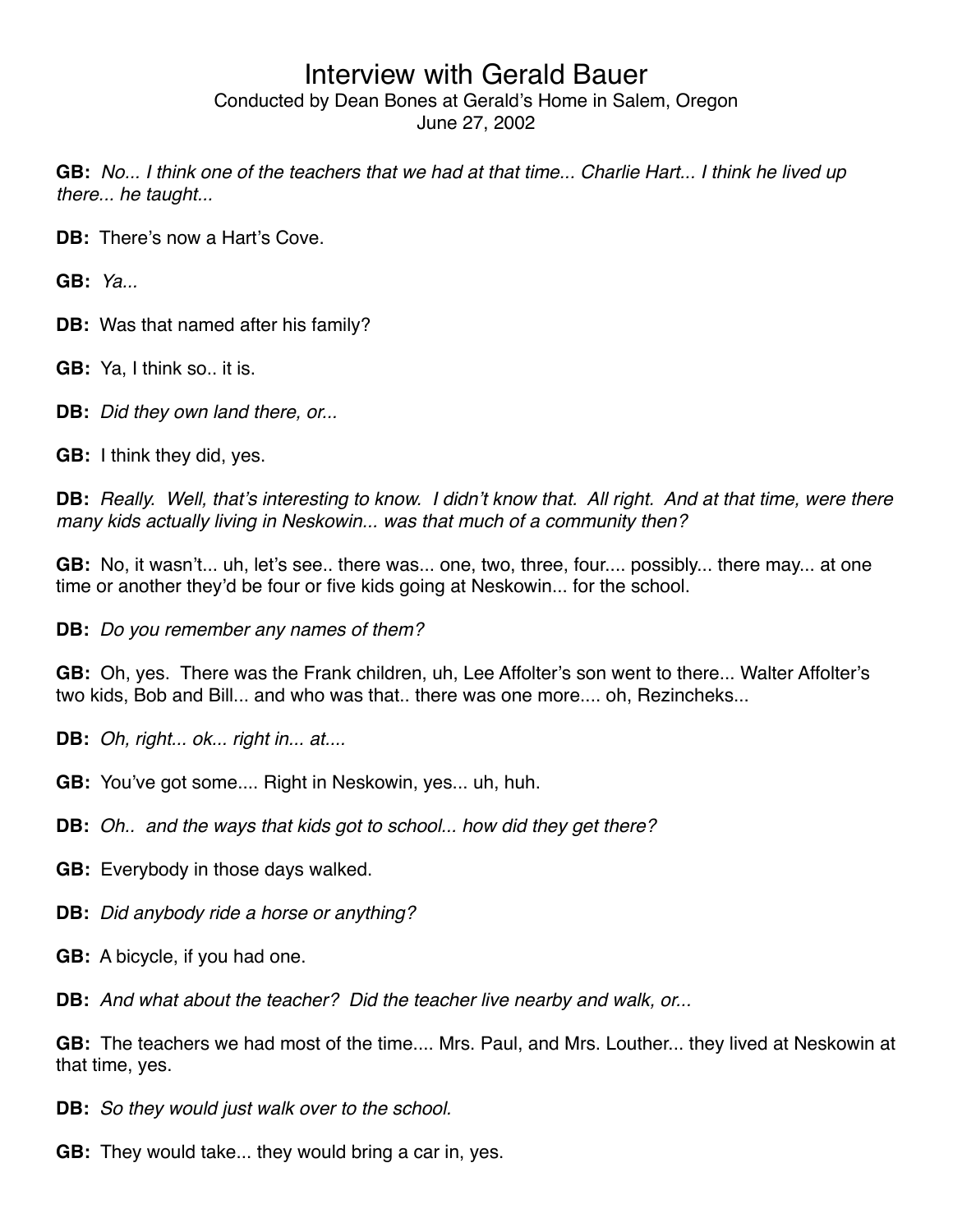**GB:** *No... I think one of the teachers that we had at that time... Charlie Hart... I think he lived up there... he taught...*

**DB:** There's now a Hart's Cove.

**GB:** *Ya...*

**DB:** Was that named after his family?

**GB:** Ya, I think so.. it is.

**DB:** *Did they own land there, or...*

**GB:** I think they did, yes.

**DB:** *Really. Well, that's interesting to know. I didn't know that. All right. And at that time, were there many kids actually living in Neskowin... was that much of a community then?*

**GB:** No, it wasn't... uh, let's see.. there was... one, two, three, four.... possibly... there may... at one time or another they'd be four or five kids going at Neskowin... for the school.

**DB:** *Do you remember any names of them?*

**GB:** Oh, yes. There was the Frank children, uh, Lee Affolter's son went to there... Walter Affolter's two kids, Bob and Bill... and who was that.. there was one more.... oh, Rezincheks...

**DB:** *Oh, right... ok... right in... at....*

**GB:** You've got some.... Right in Neskowin, yes... uh, huh.

**DB:** *Oh.. and the ways that kids got to school... how did they get there?*

**GB:** Everybody in those days walked.

**DB:** *Did anybody ride a horse or anything?*

**GB:** A bicycle, if you had one.

**DB:** *And what about the teacher? Did the teacher live nearby and walk, or...*

**GB:** The teachers we had most of the time.... Mrs. Paul, and Mrs. Louther... they lived at Neskowin at that time, yes.

**DB:** *So they would just walk over to the school.*

**GB:** They would take... they would bring a car in, yes.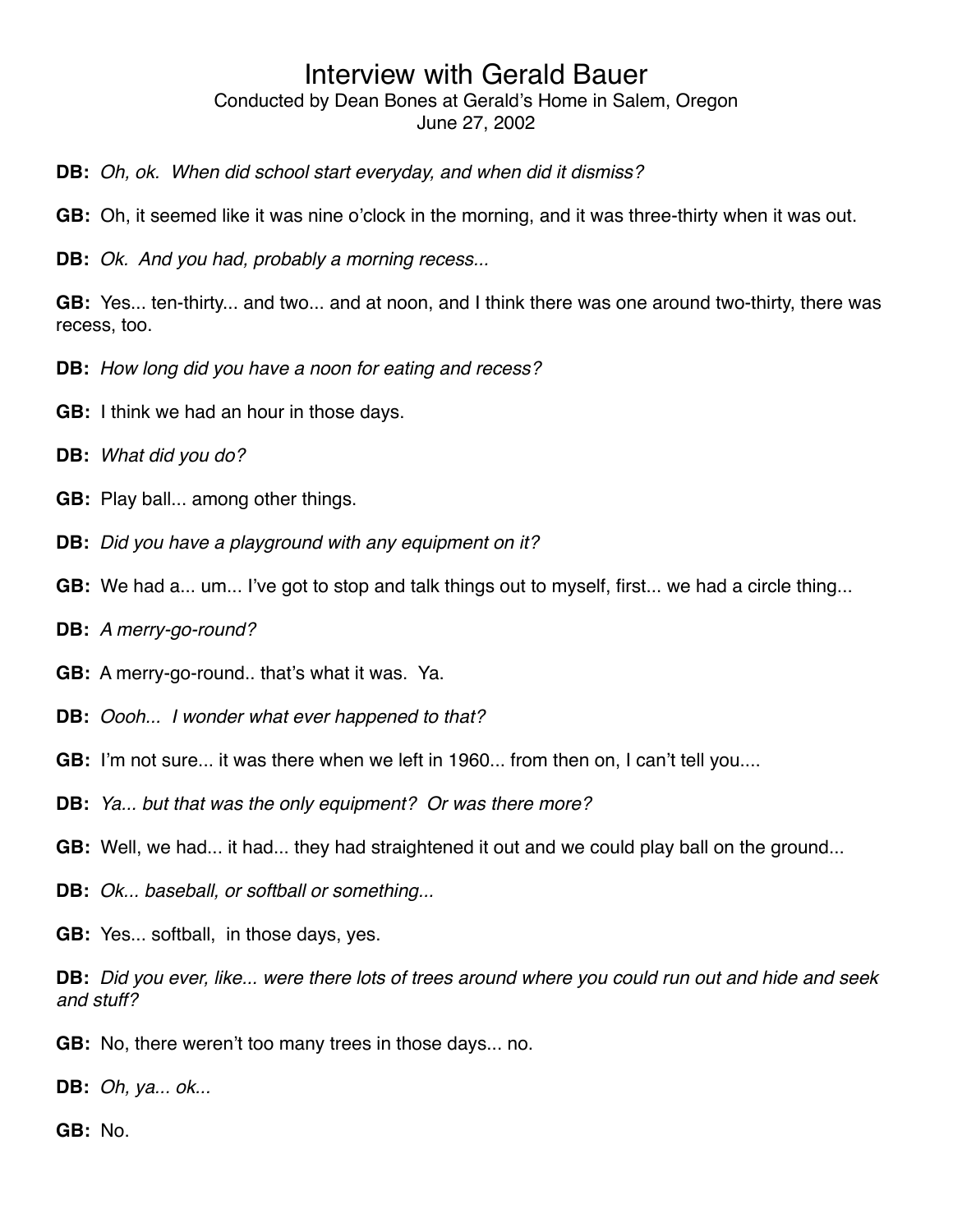**DB:** *Oh, ok. When did school start everyday, and when did it dismiss?*

**GB:** Oh, it seemed like it was nine o'clock in the morning, and it was three-thirty when it was out.

**DB:** *Ok. And you had, probably a morning recess...*

**GB:** Yes... ten-thirty... and two... and at noon, and I think there was one around two-thirty, there was recess, too.

**DB:** *How long did you have a noon for eating and recess?*

**GB:** I think we had an hour in those days.

**DB:** *What did you do?*

**GB:** Play ball... among other things.

**DB:** *Did you have a playground with any equipment on it?*

**GB:** We had a... um... I've got to stop and talk things out to myself, first... we had a circle thing...

**DB:** *A merry-go-round?*

**GB:** A merry-go-round.. that's what it was. Ya.

**DB:** *Oooh... I wonder what ever happened to that?*

**GB:** I'm not sure... it was there when we left in 1960... from then on, I can't tell you....

**DB:** *Ya... but that was the only equipment? Or was there more?*

**GB:** Well, we had... it had... they had straightened it out and we could play ball on the ground...

**DB:** *Ok... baseball, or softball or something...*

**GB:** Yes... softball, in those days, yes.

**DB:** *Did you ever, like... were there lots of trees around where you could run out and hide and seek and stuff?*

**GB:** No, there weren't too many trees in those days... no.

**DB:** *Oh, ya... ok...*

**GB:** No.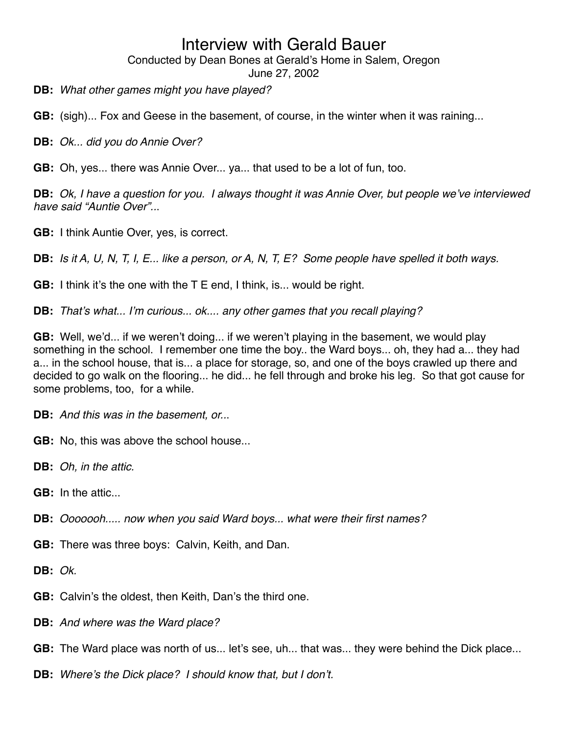**DB:** *What other games might you have played?*

**GB:** (sigh)... Fox and Geese in the basement, of course, in the winter when it was raining...

**DB:** *Ok... did you do Annie Over?*

**GB:** Oh, yes... there was Annie Over... ya... that used to be a lot of fun, too.

**DB:** *Ok, I have a question for you. I always thought it was Annie Over, but people we've interviewed have said "Auntie Over"...*

**GB:** I think Auntie Over, yes, is correct.

**DB:** *Is it A, U, N, T, I, E... like a person, or A, N, T, E? Some people have spelled it both ways.*

**GB:** I think it's the one with the T E end, I think, is... would be right.

**DB:** *That's what... I'm curious... ok.... any other games that you recall playing?*

**GB:** Well, we'd... if we weren't doing... if we weren't playing in the basement, we would play something in the school. I remember one time the boy.. the Ward boys... oh, they had a... they had a... in the school house, that is... a place for storage, so, and one of the boys crawled up there and decided to go walk on the flooring... he did... he fell through and broke his leg. So that got cause for some problems, too, for a while.

**DB:** *And this was in the basement, or...*

**GB:** No, this was above the school house...

**DB:** *Oh, in the attic.*

**GB:** In the attic...

**DB:** *Ooooooh..... now when you said Ward boys... what were their first names?*

**GB:** There was three boys: Calvin, Keith, and Dan.

**DB:** *Ok.*

**GB:** Calvin's the oldest, then Keith, Dan's the third one.

**DB:** *And where was the Ward place?*

**GB:** The Ward place was north of us... let's see, uh... that was... they were behind the Dick place...

**DB:** *Where's the Dick place? I should know that, but I don't.*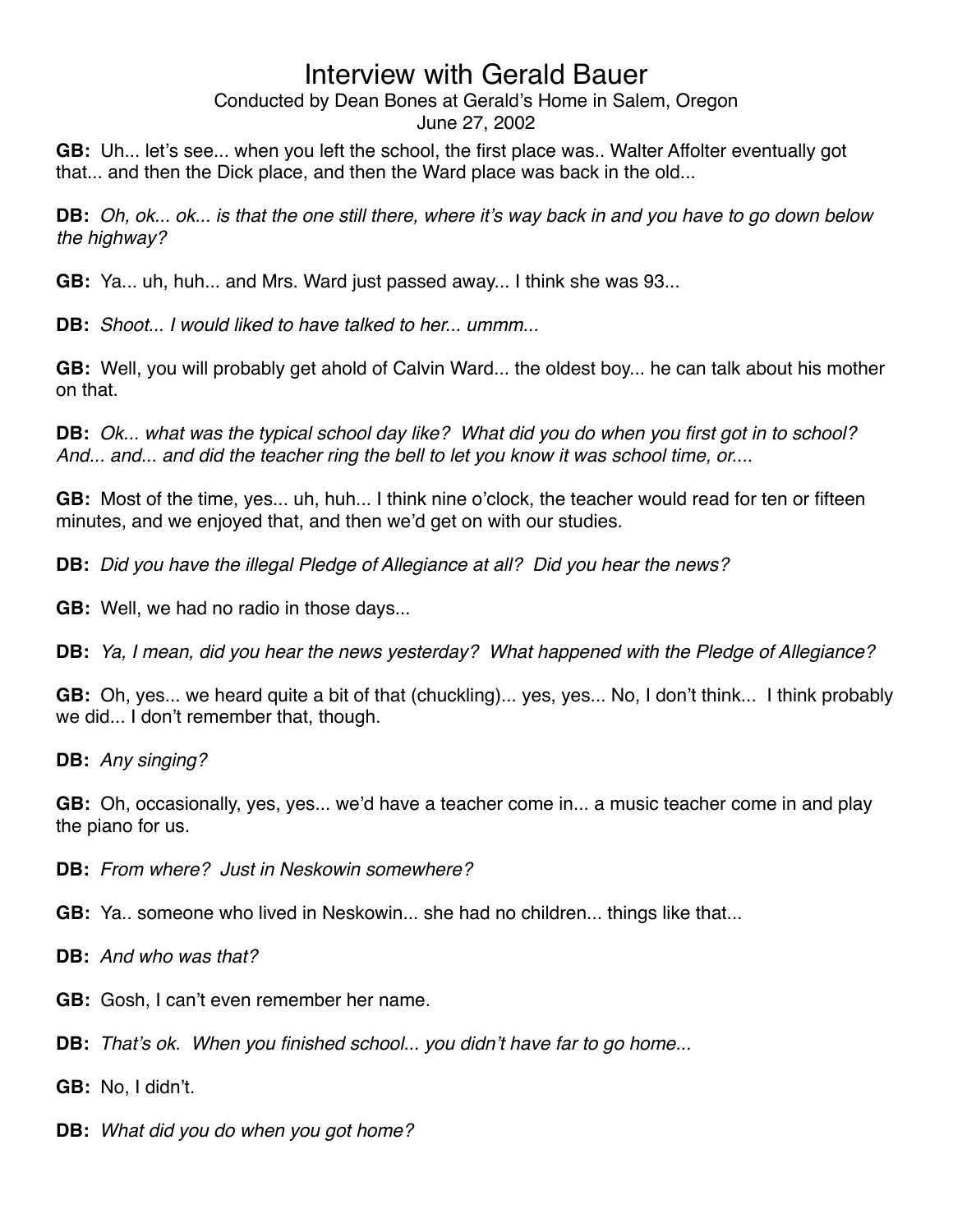# Interview with Gerald Bauer

Conducted by Dean Bones at Gerald's Home in Salem, Oregon
June 27, 2002

**GB:** Uh... let's see... when you left the school, the first place was.. Walter Affolter eventually got that... and then the Dick place, and then the Ward place was back in the old...

**DB:** *Oh, ok... ok... is that the one still there, where it's way back in and you have to go down below the highway?*

**GB:** Ya... uh, huh... and Mrs. Ward just passed away... I think she was 93...

**DB:** *Shoot... I would liked to have talked to her... ummm...*

**GB:** Well, you will probably get ahold of Calvin Ward... the oldest boy... he can talk about his mother on that.

**DB:** *Ok... what was the typical school day like? What did you do when you first got in to school? And... and... and did the teacher ring the bell to let you know it was school time, or....*

**GB:** Most of the time, yes... uh, huh... I think nine o'clock, the teacher would read for ten or fifteen minutes, and we enjoyed that, and then we'd get on with our studies.

**DB:** *Did you have the illegal Pledge of Allegiance at all? Did you hear the news?*

**GB:** Well, we had no radio in those days...

**DB:** *Ya, I mean, did you hear the news yesterday? What happened with the Pledge of Allegiance?*

**GB:** Oh, yes... we heard quite a bit of that (chuckling)... yes, yes... No, I don't think... I think probably we did... I don't remember that, though.

**DB:** *Any singing?*

**GB:** Oh, occasionally, yes, yes... we'd have a teacher come in... a music teacher come in and play the piano for us.

**DB:** *From where? Just in Neskowin somewhere?*

**GB:** Ya.. someone who lived in Neskowin... she had no children... things like that...

**DB:** *And who was that?*

**GB:** Gosh, I can't even remember her name.

**DB:** *That's ok. When you finished school... you didn't have far to go home...*

**GB:** No, I didn't.

**DB:** *What did you do when you got home?*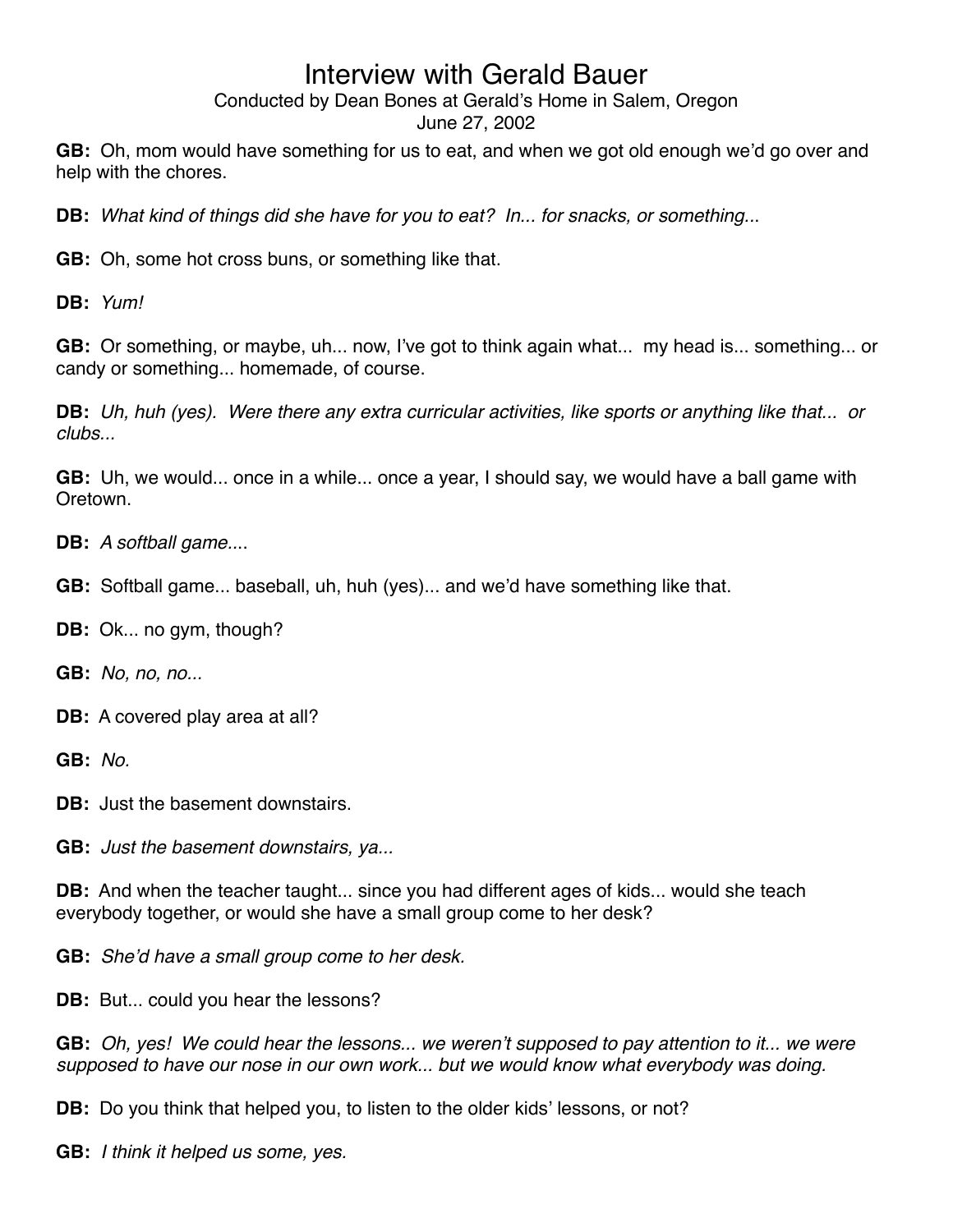# Interview with Gerald Bauer

Conducted by Dean Bones at Gerald's Home in Salem, Oregon
June 27, 2002

**GB:** Oh, mom would have something for us to eat, and when we got old enough we'd go over and help with the chores.

**DB:** *What kind of things did she have for you to eat? In... for snacks, or something...*

**GB:** Oh, some hot cross buns, or something like that.

**DB:** *Yum!*

**GB:** Or something, or maybe, uh... now, I've got to think again what... my head is... something... or candy or something... homemade, of course.

**DB:** *Uh, huh (yes). Were there any extra curricular activities, like sports or anything like that... or clubs...*

**GB:** Uh, we would... once in a while... once a year, I should say, we would have a ball game with Oretown.

**DB:** *A softball game....*

**GB:** Softball game... baseball, uh, huh (yes)... and we'd have something like that.

**DB:** Ok... no gym, though?

**GB:** *No, no, no...*

**DB:** A covered play area at all?

**GB:** *No.*

**DB:** Just the basement downstairs.

**GB:** *Just the basement downstairs, ya...*

**DB:** And when the teacher taught... since you had different ages of kids... would she teach everybody together, or would she have a small group come to her desk?

**GB:** *She'd have a small group come to her desk.*

**DB:** But... could you hear the lessons?

**GB:** *Oh, yes! We could hear the lessons... we weren't supposed to pay attention to it... we were supposed to have our nose in our own work... but we would know what everybody was doing.*

**DB:** Do you think that helped you, to listen to the older kids' lessons, or not?

**GB:** *I think it helped us some, yes.*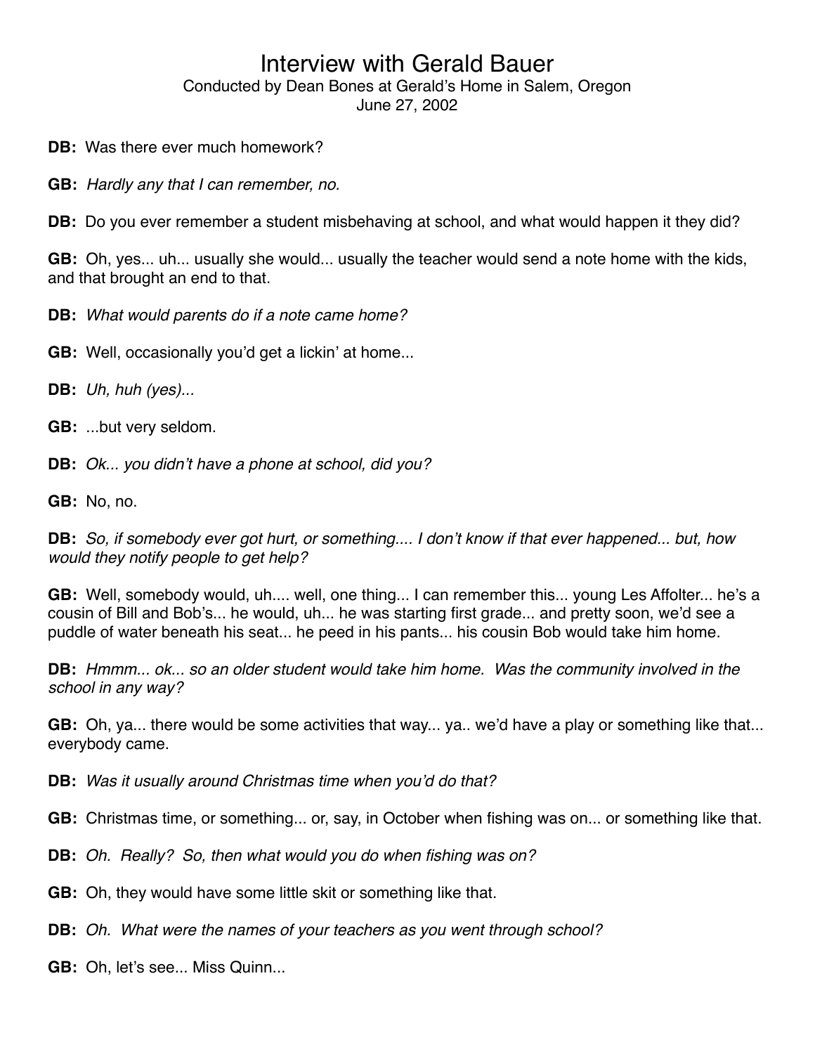**DB:** Was there ever much homework?

**GB:** *Hardly any that I can remember, no.*

**DB:** Do you ever remember a student misbehaving at school, and what would happen it they did?

**GB:** Oh, yes... uh... usually she would... usually the teacher would send a note home with the kids, and that brought an end to that.

**DB:** *What would parents do if a note came home?*

**GB:** Well, occasionally you'd get a lickin' at home...

**DB:** *Uh, huh (yes)...*

**GB:** ...but very seldom.

**DB:** *Ok... you didn't have a phone at school, did you?*

**GB:** No, no.

**DB:** *So, if somebody ever got hurt, or something.... I don't know if that ever happened... but, how would they notify people to get help?*

**GB:** Well, somebody would, uh.... well, one thing... I can remember this... young Les Affolter... he's a cousin of Bill and Bob's... he would, uh... he was starting first grade... and pretty soon, we'd see a puddle of water beneath his seat... he peed in his pants... his cousin Bob would take him home.

**DB:** *Hmmm... ok... so an older student would take him home. Was the community involved in the school in any way?*

**GB:** Oh, ya... there would be some activities that way... ya.. we'd have a play or something like that... everybody came.

**DB:** *Was it usually around Christmas time when you'd do that?*

**GB:** Christmas time, or something... or, say, in October when fishing was on... or something like that.

**DB:** *Oh. Really? So, then what would you do when fishing was on?*

**GB:** Oh, they would have some little skit or something like that.

**DB:** *Oh. What were the names of your teachers as you went through school?*

**GB:** Oh, let's see... Miss Quinn...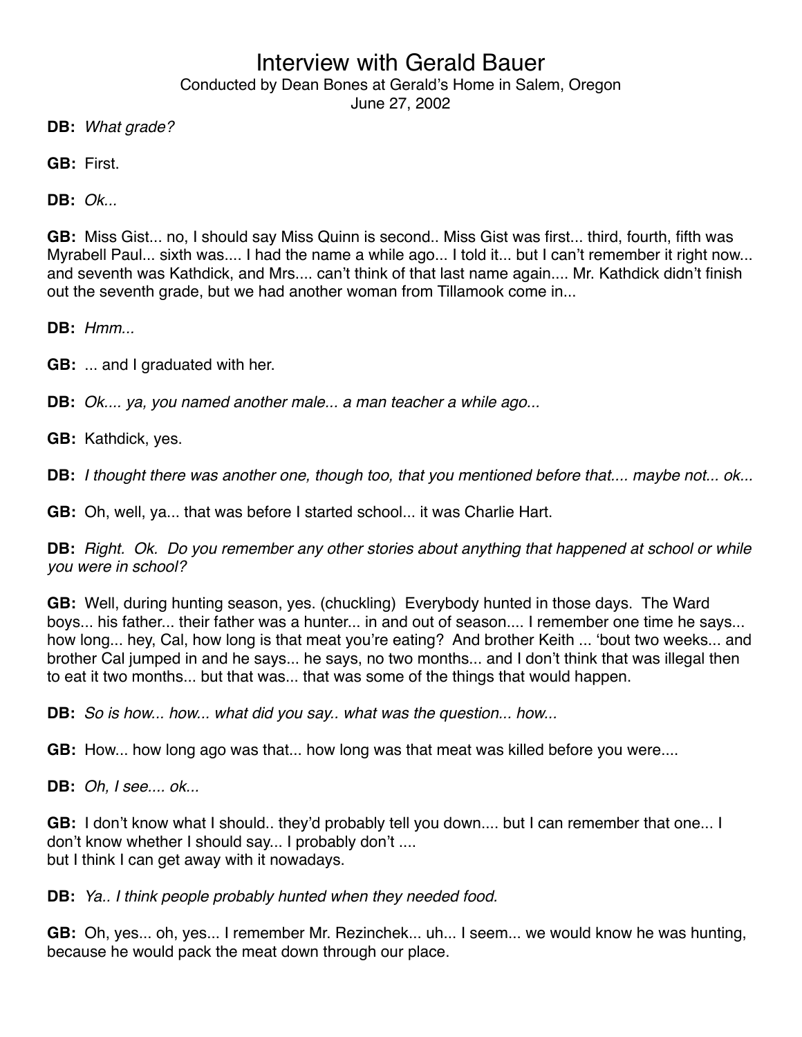**DB:** *What grade?*

**GB:** First.

**DB:** *Ok...*

**GB:** Miss Gist... no, I should say Miss Quinn is second.. Miss Gist was first... third, fourth, fifth was Myrabell Paul... sixth was.... I had the name a while ago... I told it... but I can't remember it right now... and seventh was Kathdick, and Mrs.... can't think of that last name again.... Mr. Kathdick didn't finish out the seventh grade, but we had another woman from Tillamook come in...

**DB:** *Hmm...*

**GB:** ... and I graduated with her.

**DB:** *Ok.... ya, you named another male... a man teacher a while ago...*

**GB:** Kathdick, yes.

**DB:** *I thought there was another one, though too, that you mentioned before that.... maybe not... ok...*

**GB:** Oh, well, ya... that was before I started school... it was Charlie Hart.

**DB:** *Right. Ok. Do you remember any other stories about anything that happened at school or while you were in school?*

**GB:** Well, during hunting season, yes. (chuckling) Everybody hunted in those days. The Ward boys... his father... their father was a hunter... in and out of season.... I remember one time he says... how long... hey, Cal, how long is that meat you're eating? And brother Keith ... 'bout two weeks... and brother Cal jumped in and he says... he says, no two months... and I don't think that was illegal then to eat it two months... but that was... that was some of the things that would happen.

**DB:** *So is how... how... what did you say.. what was the question... how...*

**GB:** How... how long ago was that... how long was that meat was killed before you were....

**DB:** *Oh, I see.... ok...*

**GB:** I don't know what I should.. they'd probably tell you down.... but I can remember that one... I don't know whether I should say... I probably don't ....
but I think I can get away with it nowadays.

**DB:** *Ya.. I think people probably hunted when they needed food.*

**GB:** Oh, yes... oh, yes... I remember Mr. Rezinchek... uh... I seem... we would know he was hunting, because he would pack the meat down through our place.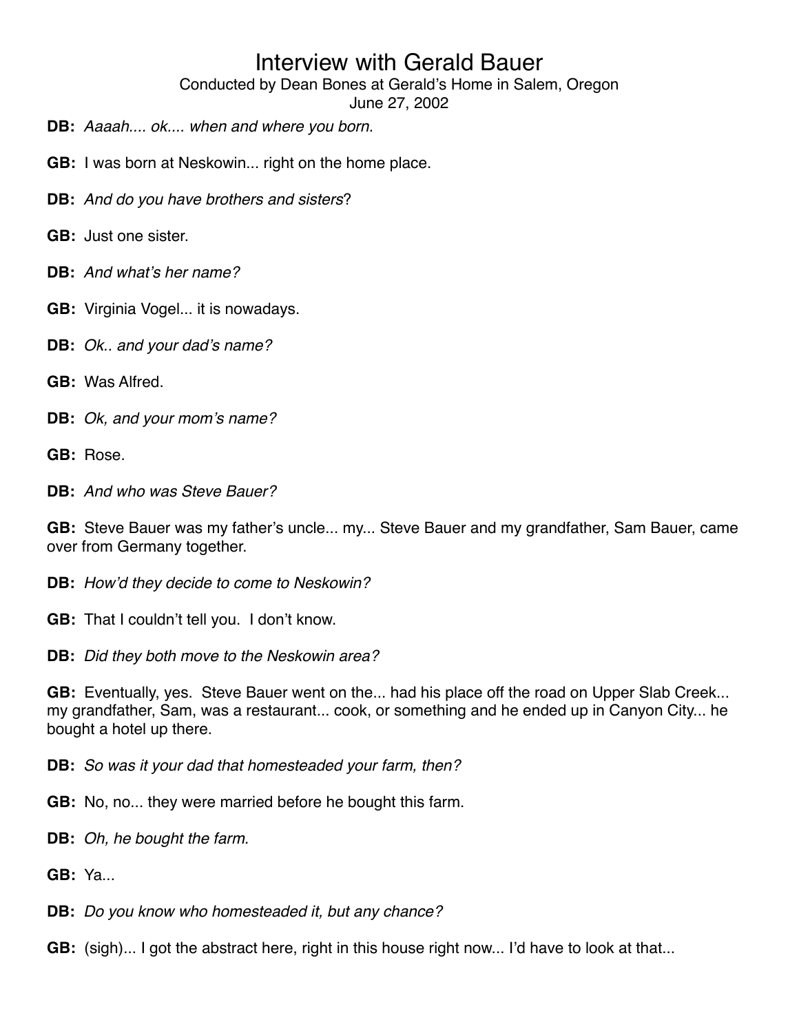# Interview with Gerald Bauer

Conducted by Dean Bones at Gerald's Home in Salem, Oregon
June 27, 2002

**DB:** *Aaaah.... ok.... when and where you born.*

**GB:** I was born at Neskowin... right on the home place.

**DB:** *And do you have brothers and sisters*?

**GB:** Just one sister.

**DB:** *And what's her name?*

**GB:** Virginia Vogel... it is nowadays.

**DB:** *Ok.. and your dad's name?*

**GB:** Was Alfred.

**DB:** *Ok, and your mom's name?*

**GB:** Rose.

**DB:** *And who was Steve Bauer?*

**GB:** Steve Bauer was my father's uncle... my... Steve Bauer and my grandfather, Sam Bauer, came over from Germany together.

**DB:** *How'd they decide to come to Neskowin?*

**GB:** That I couldn't tell you. I don't know.

**DB:** *Did they both move to the Neskowin area?*

**GB:** Eventually, yes. Steve Bauer went on the... had his place off the road on Upper Slab Creek... my grandfather, Sam, was a restaurant... cook, or something and he ended up in Canyon City... he bought a hotel up there.

**DB:** *So was it your dad that homesteaded your farm, then?*

**GB:** No, no... they were married before he bought this farm.

**DB:** *Oh, he bought the farm.*

**GB:** Ya...

**DB:** *Do you know who homesteaded it, but any chance?*

**GB:** (sigh)... I got the abstract here, right in this house right now... I'd have to look at that...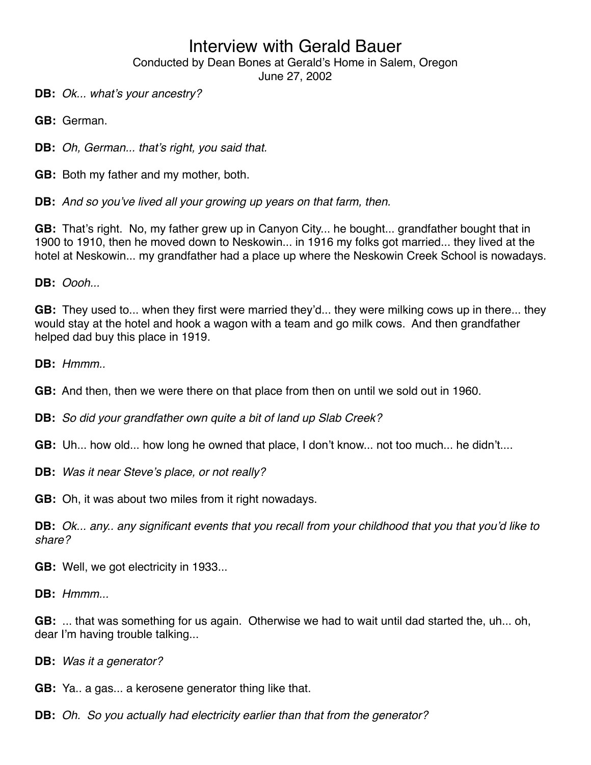# Interview with Gerald Bauer

Conducted by Dean Bones at Gerald's Home in Salem, Oregon

June 27, 2002

**DB:** *Ok... what's your ancestry?*

**GB:** German.

**DB:** *Oh, German... that's right, you said that.*

**GB:** Both my father and my mother, both.

**DB:** *And so you've lived all your growing up years on that farm, then.*

**GB:** That's right. No, my father grew up in Canyon City... he bought... grandfather bought that in 1900 to 1910, then he moved down to Neskowin... in 1916 my folks got married... they lived at the hotel at Neskowin... my grandfather had a place up where the Neskowin Creek School is nowadays.

**DB:** *Oooh...*

**GB:** They used to... when they first were married they'd... they were milking cows up in there... they would stay at the hotel and hook a wagon with a team and go milk cows. And then grandfather helped dad buy this place in 1919.

**DB:** *Hmmm..*

**GB:** And then, then we were there on that place from then on until we sold out in 1960.

**DB:** *So did your grandfather own quite a bit of land up Slab Creek?*

**GB:** Uh... how old... how long he owned that place, I don't know... not too much... he didn't....

**DB:** *Was it near Steve's place, or not really?*

**GB:** Oh, it was about two miles from it right nowadays.

**DB:** *Ok... any.. any significant events that you recall from your childhood that you that you'd like to share?*

**GB:** Well, we got electricity in 1933...

**DB:** *Hmmm...*

**GB:** ... that was something for us again. Otherwise we had to wait until dad started the, uh... oh, dear I'm having trouble talking...

**DB:** *Was it a generator?*

**GB:** Ya.. a gas... a kerosene generator thing like that.

**DB:** *Oh. So you actually had electricity earlier than that from the generator?*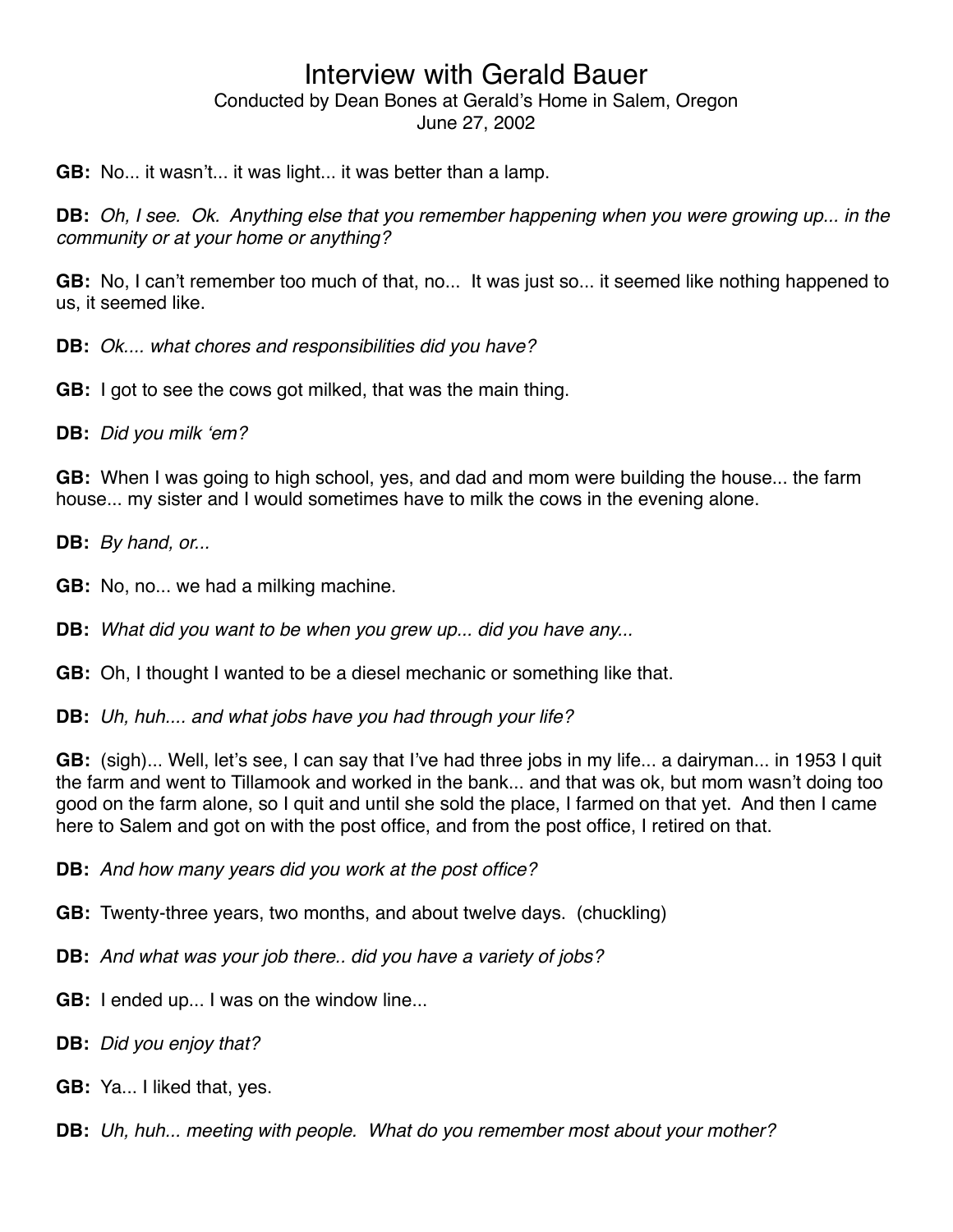**GB:** No... it wasn't... it was light... it was better than a lamp.

**DB:** *Oh, I see. Ok. Anything else that you remember happening when you were growing up... in the community or at your home or anything?*

**GB:** No, I can't remember too much of that, no... It was just so... it seemed like nothing happened to us, it seemed like.

**DB:** *Ok.... what chores and responsibilities did you have?*

**GB:** I got to see the cows got milked, that was the main thing.

**DB:** *Did you milk 'em?*

**GB:** When I was going to high school, yes, and dad and mom were building the house... the farm house... my sister and I would sometimes have to milk the cows in the evening alone.

**DB:** *By hand, or...*

**GB:** No, no... we had a milking machine.

**DB:** *What did you want to be when you grew up... did you have any...*

**GB:** Oh, I thought I wanted to be a diesel mechanic or something like that.

**DB:** *Uh, huh.... and what jobs have you had through your life?*

**GB:** (sigh)... Well, let's see, I can say that I've had three jobs in my life... a dairyman... in 1953 I quit the farm and went to Tillamook and worked in the bank... and that was ok, but mom wasn't doing too good on the farm alone, so I quit and until she sold the place, I farmed on that yet. And then I came here to Salem and got on with the post office, and from the post office, I retired on that.

**DB:** *And how many years did you work at the post office?*

**GB:** Twenty-three years, two months, and about twelve days. (chuckling)

**DB:** *And what was your job there.. did you have a variety of jobs?*

**GB:** I ended up... I was on the window line...

**DB:** *Did you enjoy that?*

**GB:** Ya... I liked that, yes.

**DB:** *Uh, huh... meeting with people. What do you remember most about your mother?*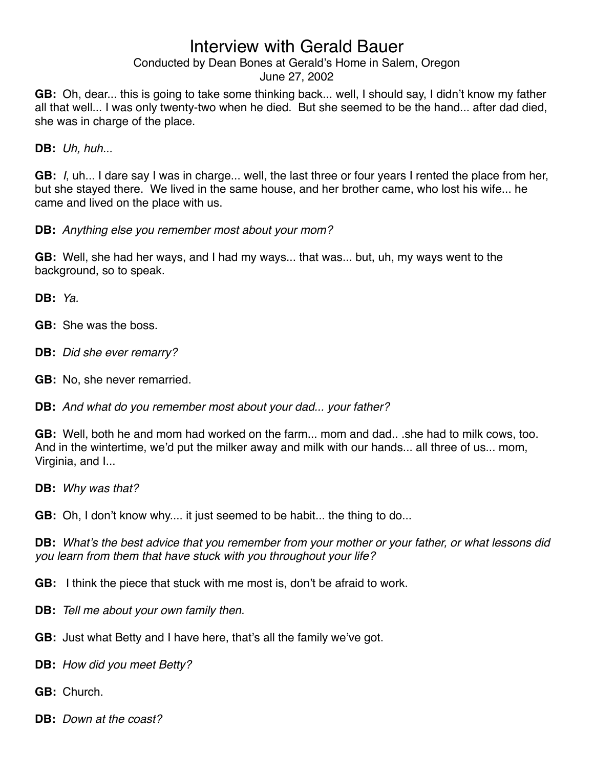# Interview with Gerald Bauer

Conducted by Dean Bones at Gerald's Home in Salem, Oregon
June 27, 2002

**GB:** Oh, dear... this is going to take some thinking back... well, I should say, I didn't know my father all that well... I was only twenty-two when he died. But she seemed to be the hand... after dad died, she was in charge of the place.

**DB:** *Uh, huh...*

**GB:** *I*, uh... I dare say I was in charge... well, the last three or four years I rented the place from her, but she stayed there. We lived in the same house, and her brother came, who lost his wife... he came and lived on the place with us.

**DB:** *Anything else you remember most about your mom?*

**GB:** Well, she had her ways, and I had my ways... that was... but, uh, my ways went to the background, so to speak.

**DB:** *Ya.*

**GB:** She was the boss.

**DB:** *Did she ever remarry?*

**GB:** No, she never remarried.

**DB:** *And what do you remember most about your dad... your father?*

**GB:** Well, both he and mom had worked on the farm... mom and dad.. .she had to milk cows, too. And in the wintertime, we'd put the milker away and milk with our hands... all three of us... mom, Virginia, and I...

**DB:** *Why was that?*

**GB:** Oh, I don't know why.... it just seemed to be habit... the thing to do...

**DB:** *What's the best advice that you remember from your mother or your father, or what lessons did you learn from them that have stuck with you throughout your life?*

**GB:** I think the piece that stuck with me most is, don't be afraid to work.

**DB:** *Tell me about your own family then.*

**GB:** Just what Betty and I have here, that's all the family we've got.

**DB:** *How did you meet Betty?*

**GB:** Church.

**DB:** *Down at the coast?*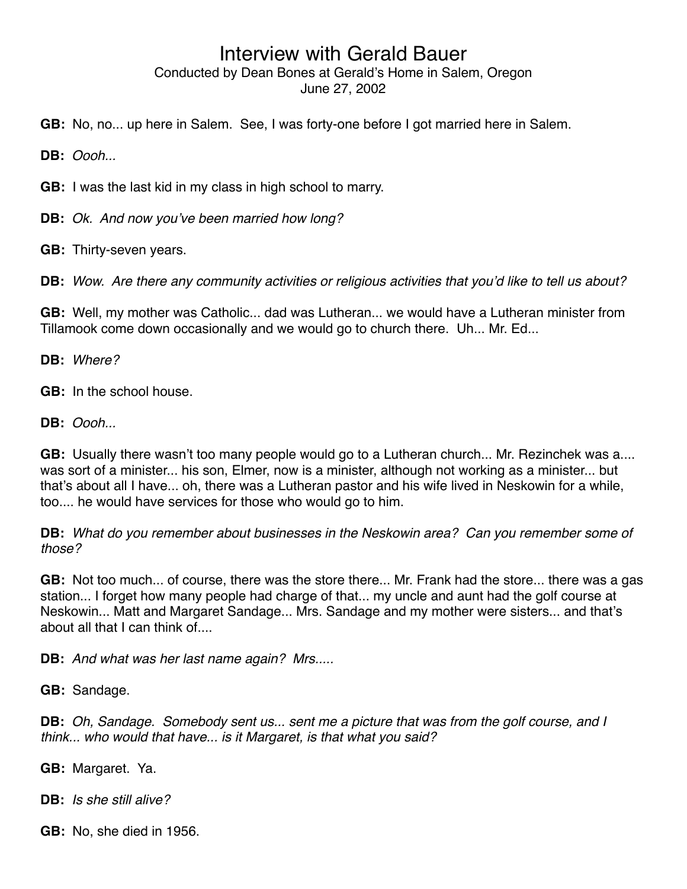**GB:** No, no... up here in Salem. See, I was forty-one before I got married here in Salem.

**DB:** *Oooh...*

**GB:** I was the last kid in my class in high school to marry.

**DB:** *Ok. And now you've been married how long?*

**GB:** Thirty-seven years.

**DB:** *Wow. Are there any community activities or religious activities that you'd like to tell us about?*

**GB:** Well, my mother was Catholic... dad was Lutheran... we would have a Lutheran minister from Tillamook come down occasionally and we would go to church there. Uh... Mr. Ed...

**DB:** *Where?*

**GB:** In the school house.

**DB:** *Oooh...*

**GB:** Usually there wasn't too many people would go to a Lutheran church... Mr. Rezinchek was a.... was sort of a minister... his son, Elmer, now is a minister, although not working as a minister... but that's about all I have... oh, there was a Lutheran pastor and his wife lived in Neskowin for a while, too.... he would have services for those who would go to him.

**DB:** *What do you remember about businesses in the Neskowin area? Can you remember some of those?*

**GB:** Not too much... of course, there was the store there... Mr. Frank had the store... there was a gas station... I forget how many people had charge of that... my uncle and aunt had the golf course at Neskowin... Matt and Margaret Sandage... Mrs. Sandage and my mother were sisters... and that's about all that I can think of....

**DB:** *And what was her last name again? Mrs.....*

**GB:** Sandage.

**DB:** *Oh, Sandage. Somebody sent us... sent me a picture that was from the golf course, and I think... who would that have... is it Margaret, is that what you said?*

**GB:** Margaret. Ya.

**DB:** *Is she still alive?*

**GB:** No, she died in 1956.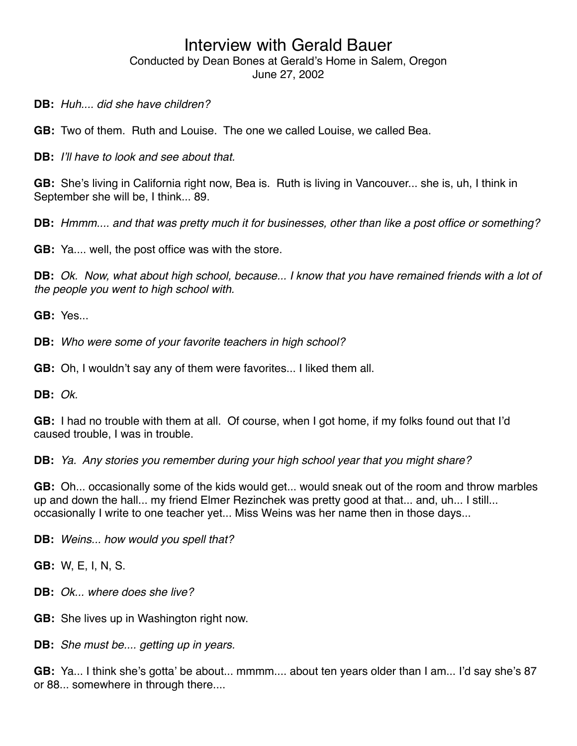**DB:** *Huh.... did she have children?*

**GB:** Two of them. Ruth and Louise. The one we called Louise, we called Bea.

**DB:** *I'll have to look and see about that.*

**GB:** She's living in California right now, Bea is. Ruth is living in Vancouver... she is, uh, I think in September she will be, I think... 89.

**DB:** *Hmmm.... and that was pretty much it for businesses, other than like a post office or something?*

**GB:** Ya.... well, the post office was with the store.

**DB:** *Ok. Now, what about high school, because... I know that you have remained friends with a lot of the people you went to high school with.*

**GB:** Yes...

**DB:** *Who were some of your favorite teachers in high school?*

**GB:** Oh, I wouldn't say any of them were favorites... I liked them all.

**DB:** *Ok.*

**GB:** I had no trouble with them at all. Of course, when I got home, if my folks found out that I'd caused trouble, I was in trouble.

**DB:** *Ya. Any stories you remember during your high school year that you might share?*

**GB:** Oh... occasionally some of the kids would get... would sneak out of the room and throw marbles up and down the hall... my friend Elmer Rezinchek was pretty good at that... and, uh... I still... occasionally I write to one teacher yet... Miss Weins was her name then in those days...

**DB:** *Weins... how would you spell that?*

**GB:** W, E, I, N, S.

**DB:** *Ok... where does she live?*

**GB:** She lives up in Washington right now.

**DB:** *She must be.... getting up in years.*

**GB:** Ya... I think she's gotta' be about... mmmm.... about ten years older than I am... I'd say she's 87 or 88... somewhere in through there....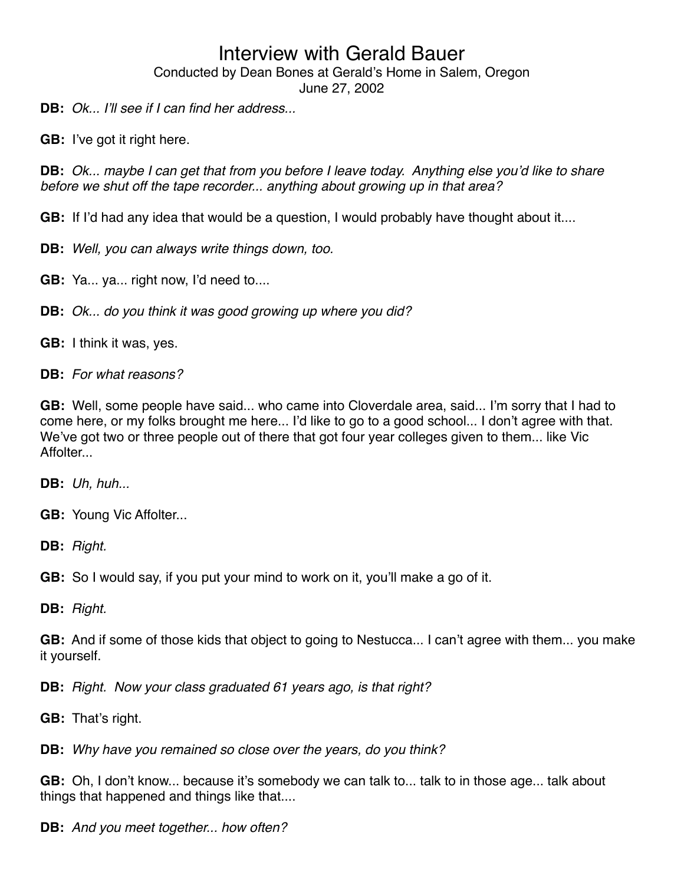**DB:** *Ok... I'll see if I can find her address...*

**GB:** I've got it right here.

**DB:** *Ok... maybe I can get that from you before I leave today. Anything else you'd like to share before we shut off the tape recorder... anything about growing up in that area?*

**GB:** If I'd had any idea that would be a question, I would probably have thought about it....

**DB:** *Well, you can always write things down, too.*

**GB:** Ya... ya... right now, I'd need to....

**DB:** *Ok... do you think it was good growing up where you did?*

**GB:** I think it was, yes.

**DB:** *For what reasons?*

**GB:** Well, some people have said... who came into Cloverdale area, said... I'm sorry that I had to come here, or my folks brought me here... I'd like to go to a good school... I don't agree with that. We've got two or three people out of there that got four year colleges given to them... like Vic Affolter...

**DB:** *Uh, huh...*

**GB:** Young Vic Affolter...

**DB:** *Right.*

**GB:** So I would say, if you put your mind to work on it, you'll make a go of it.

**DB:** *Right.*

**GB:** And if some of those kids that object to going to Nestucca... I can't agree with them... you make it yourself.

**DB:** *Right. Now your class graduated 61 years ago, is that right?*

**GB:** That's right.

**DB:** *Why have you remained so close over the years, do you think?*

**GB:** Oh, I don't know... because it's somebody we can talk to... talk to in those age... talk about things that happened and things like that....

**DB:** *And you meet together... how often?*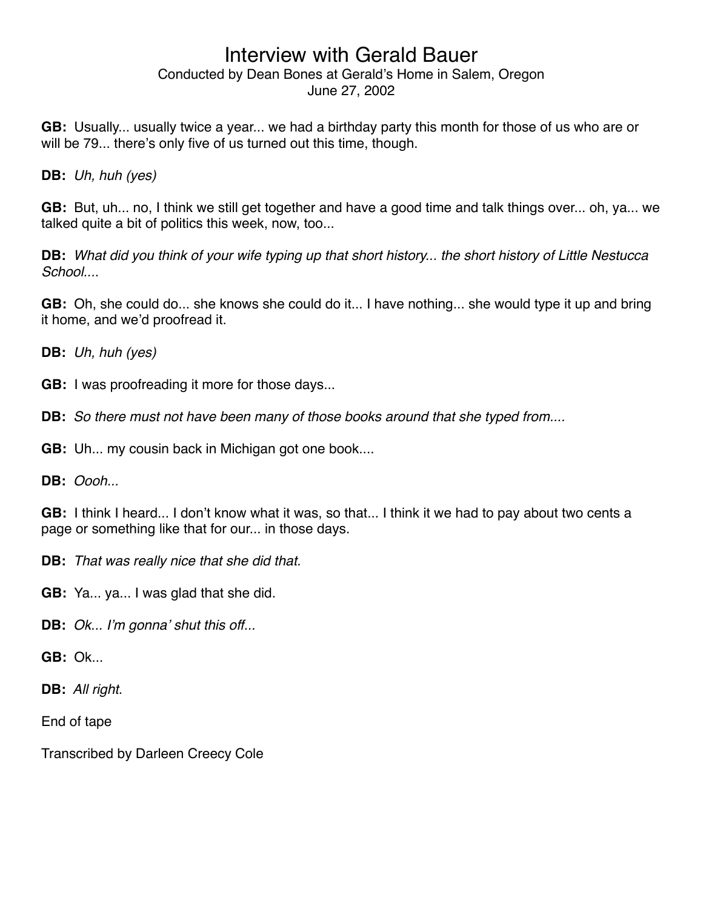**GB:** Usually... usually twice a year... we had a birthday party this month for those of us who are or will be 79... there's only five of us turned out this time, though.

**DB:** *Uh, huh (yes)*

**GB:** But, uh... no, I think we still get together and have a good time and talk things over... oh, ya... we talked quite a bit of politics this week, now, too...

**DB:** *What did you think of your wife typing up that short history... the short history of Little Nestucca School....*

**GB:** Oh, she could do... she knows she could do it... I have nothing... she would type it up and bring it home, and we'd proofread it.

**DB:** *Uh, huh (yes)*

**GB:** I was proofreading it more for those days...

**DB:** *So there must not have been many of those books around that she typed from....*

**GB:** Uh... my cousin back in Michigan got one book....

**DB:** *Oooh...*

**GB:** I think I heard... I don't know what it was, so that... I think it we had to pay about two cents a page or something like that for our... in those days.

**DB:** *That was really nice that she did that.*

**GB:** Ya... ya... I was glad that she did.

**DB:** *Ok... I'm gonna' shut this off...*

**GB:** Ok...

**DB:** *All right.*

End of tape

Transcribed by Darleen Creecy Cole